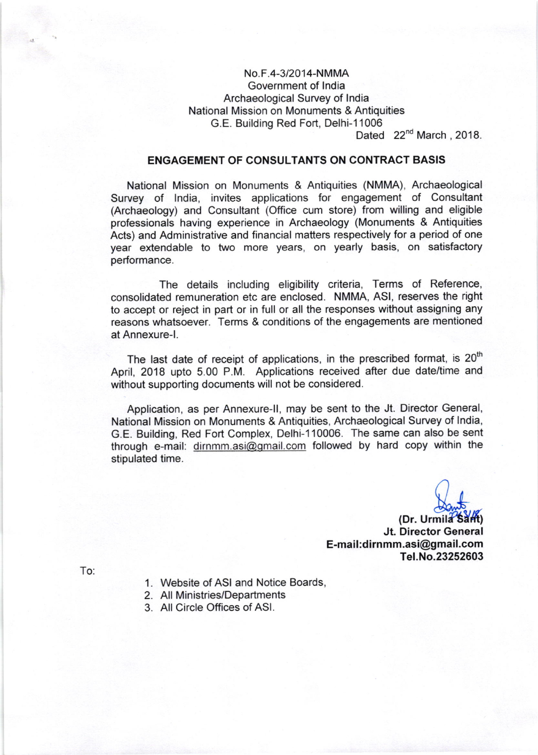No.F.4-3/2014-NMMA
Government of India
Archaeological Survey of India
National Mission on Monuments & Antiquities
G.E. Building Red Fort, Delhi-11006

Dated 22[nd] March , 2018.

## ENGAGEMENT OF CONSULTANTS ON CONTRACT BASIS

National Mission on Monuments & Antiquities (NMMA), Archaeological Survey of India, invites applications for engagement of Consultant (Archaeology) and Consultant (Office cum store) from willing and eligible professionals having experience in Archaeology (Monuments & Antiquities Acts) and Administrative and financial matters respectively for a period of one year extendable to two more years, on yearly basis, on satisfactory performance.

The details including eligibility criteria, Terms of Reference, consolidated remuneration etc are enclosed. NMMA, ASI, reserves the right to accept or reject in part or in full or all the responses without assigning any reasons whatsoever. Terms & conditions of the engagements are mentioned at Annexure-I.

The last date of receipt of applications, in the prescribed format, is 20[th] April, 2018 upto 5.00 P.M. Applications received after due date/time and without supporting documents will not be considered.

Application, as per Annexure-II, may be sent to the Jt. Director General, National Mission on Monuments & Antiquities, Archaeological Survey of India, G.E. Building, Red Fort Complex, Delhi-110006. The same can also be sent through e-mail: dirnmm.asi@gmail.com followed by hard copy within the stipulated time.

**(Dr. Urmila Sant)**
**Jt. Director General**
**E-mail:dirnmm.asi@gmail.com**
**Tel.No.23252603**

To:

1. Website of ASI and Notice Boards,
2. All Ministries/Departments
3. All Circle Offices of ASI.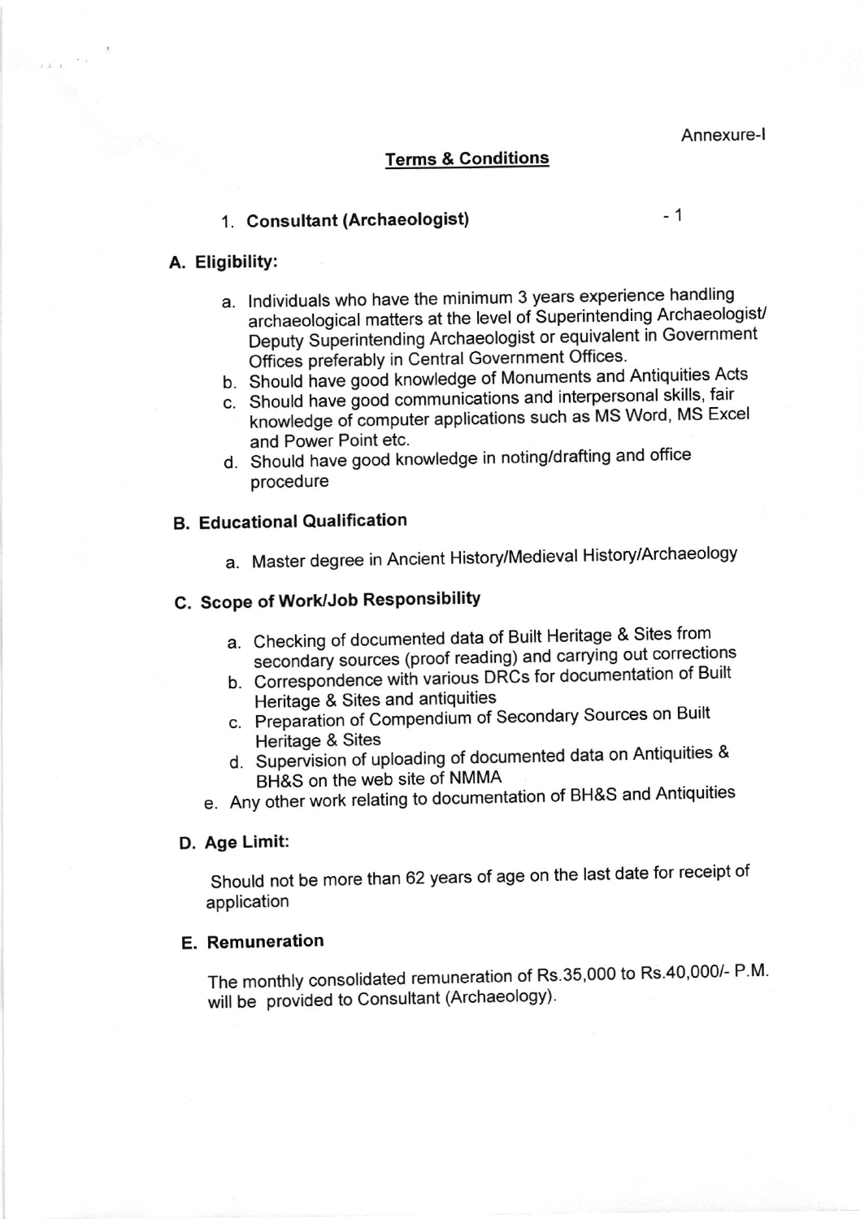Annexure-I

## Terms & Conditions

1. **Consultant (Archaeologist)** - 1

**A. Eligibility:**

a. Individuals who have the minimum 3 years experience handling archaeological matters at the level of Superintending Archaeologist/ Deputy Superintending Archaeologist or equivalent in Government Offices preferably in Central Government Offices.
b. Should have good knowledge of Monuments and Antiquities Acts
c. Should have good communications and interpersonal skills, fair knowledge of computer applications such as MS Word, MS Excel and Power Point etc.
d. Should have good knowledge in noting/drafting and office procedure

**B. Educational Qualification**

a. Master degree in Ancient History/Medieval History/Archaeology

**C. Scope of Work/Job Responsibility**

a. Checking of documented data of Built Heritage & Sites from secondary sources (proof reading) and carrying out corrections
b. Correspondence with various DRCs for documentation of Built Heritage & Sites and antiquities
c. Preparation of Compendium of Secondary Sources on Built Heritage & Sites
d. Supervision of uploading of documented data on Antiquities & BH&S on the web site of NMMA
e. Any other work relating to documentation of BH&S and Antiquities

**D. Age Limit:**

Should not be more than 62 years of age on the last date for receipt of application

**E. Remuneration**

The monthly consolidated remuneration of Rs.35,000 to Rs.40,000/- P.M. will be provided to Consultant (Archaeology).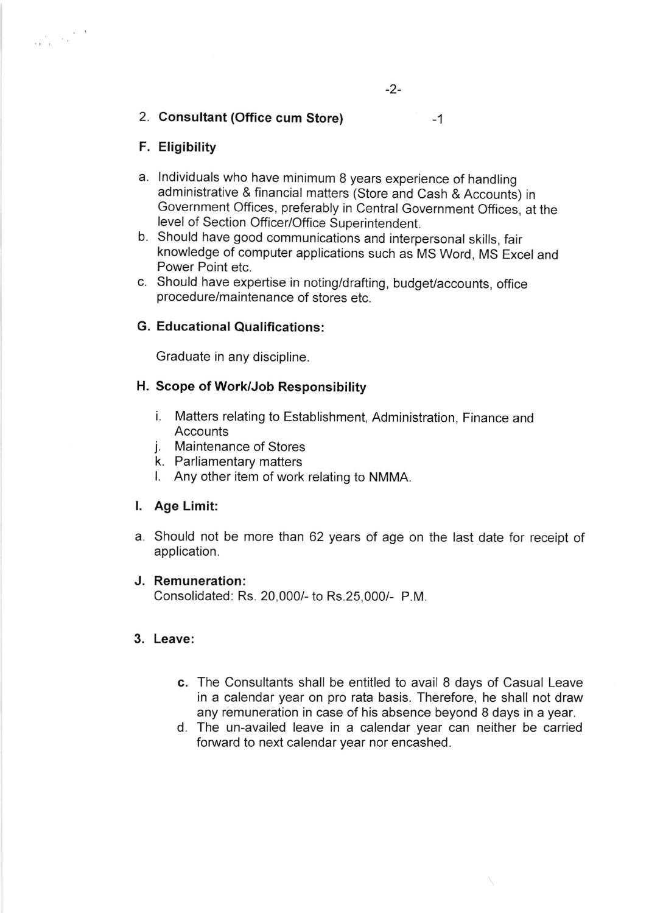2. **Consultant (Office cum Store)** -1

**F. Eligibility**

a. Individuals who have minimum 8 years experience of handling administrative & financial matters (Store and Cash & Accounts) in Government Offices, preferably in Central Government Offices, at the level of Section Officer/Office Superintendent.
b. Should have good communications and interpersonal skills, fair knowledge of computer applications such as MS Word, MS Excel and Power Point etc.
c. Should have expertise in noting/drafting, budget/accounts, office procedure/maintenance of stores etc.

**G. Educational Qualifications:**

Graduate in any discipline.

**H. Scope of Work/Job Responsibility**

i. Matters relating to Establishment, Administration, Finance and Accounts
j. Maintenance of Stores
k. Parliamentary matters
l. Any other item of work relating to NMMA.

**I. Age Limit:**

a. Should not be more than 62 years of age on the last date for receipt of application.

**J. Remuneration:**
Consolidated: Rs. 20,000/- to Rs.25,000/- P.M.

3. **Leave:**

**c.** The Consultants shall be entitled to avail 8 days of Casual Leave in a calendar year on pro rata basis. Therefore, he shall not draw any remuneration in case of his absence beyond 8 days in a year.
d. The un-availed leave in a calendar year can neither be carried forward to next calendar year nor encashed.